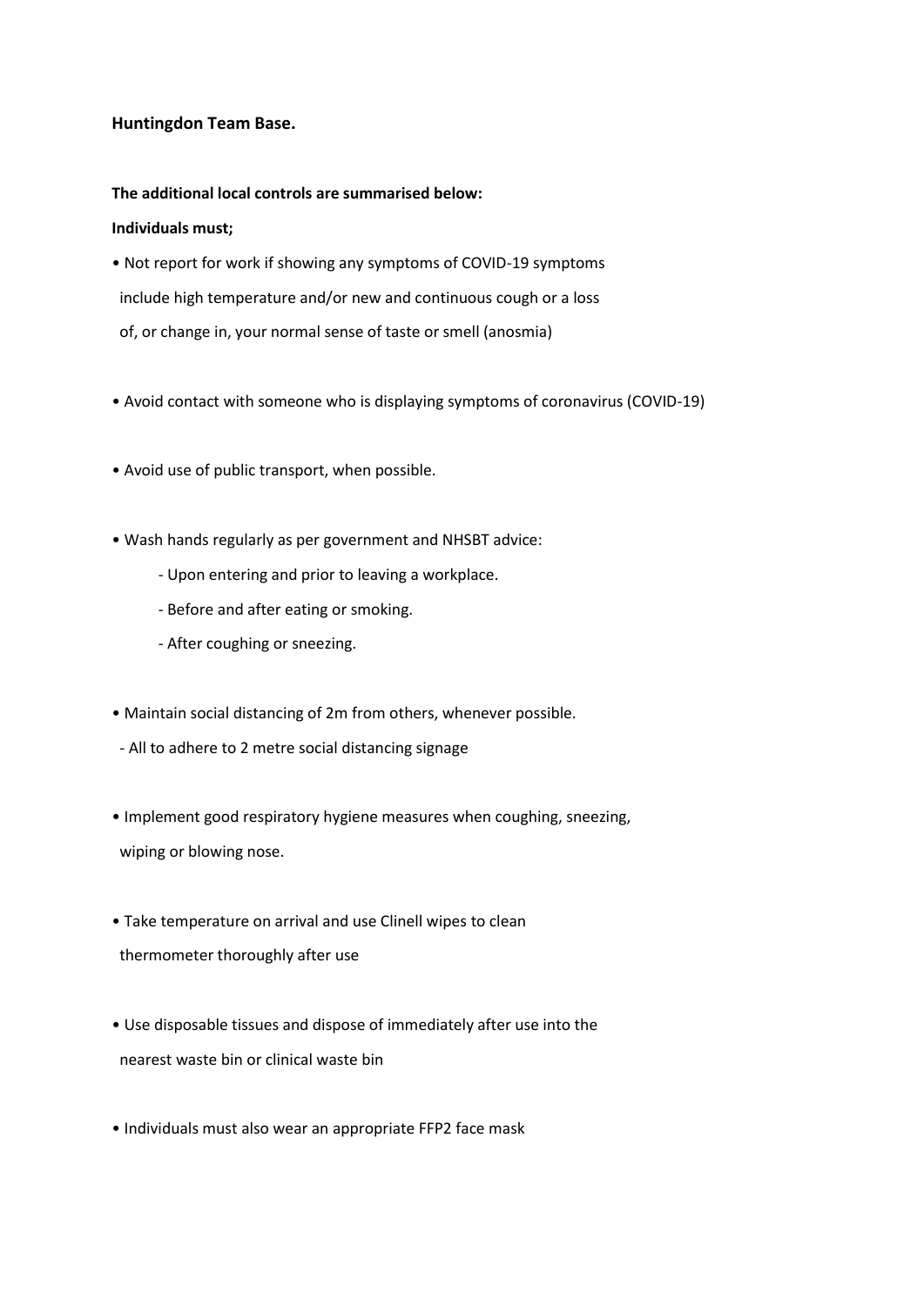**Huntingdon Team Base.**

**The additional local controls are summarised below:**

**Individuals must;**

- Not report for work if showing any symptoms of COVID-19 symptoms include high temperature and/or new and continuous cough or a loss of, or change in, your normal sense of taste or smell (anosmia)

- Avoid contact with someone who is displaying symptoms of coronavirus (COVID-19)

- Avoid use of public transport, when possible.

- Wash hands regularly as per government and NHSBT advice:
  - Upon entering and prior to leaving a workplace.
  - Before and after eating or smoking.
  - After coughing or sneezing.

- Maintain social distancing of 2m from others, whenever possible.
  - All to adhere to 2 metre social distancing signage

- Implement good respiratory hygiene measures when coughing, sneezing, wiping or blowing nose.

- Take temperature on arrival and use Clinell wipes to clean thermometer thoroughly after use

- Use disposable tissues and dispose of immediately after use into the nearest waste bin or clinical waste bin

- Individuals must also wear an appropriate FFP2 face mask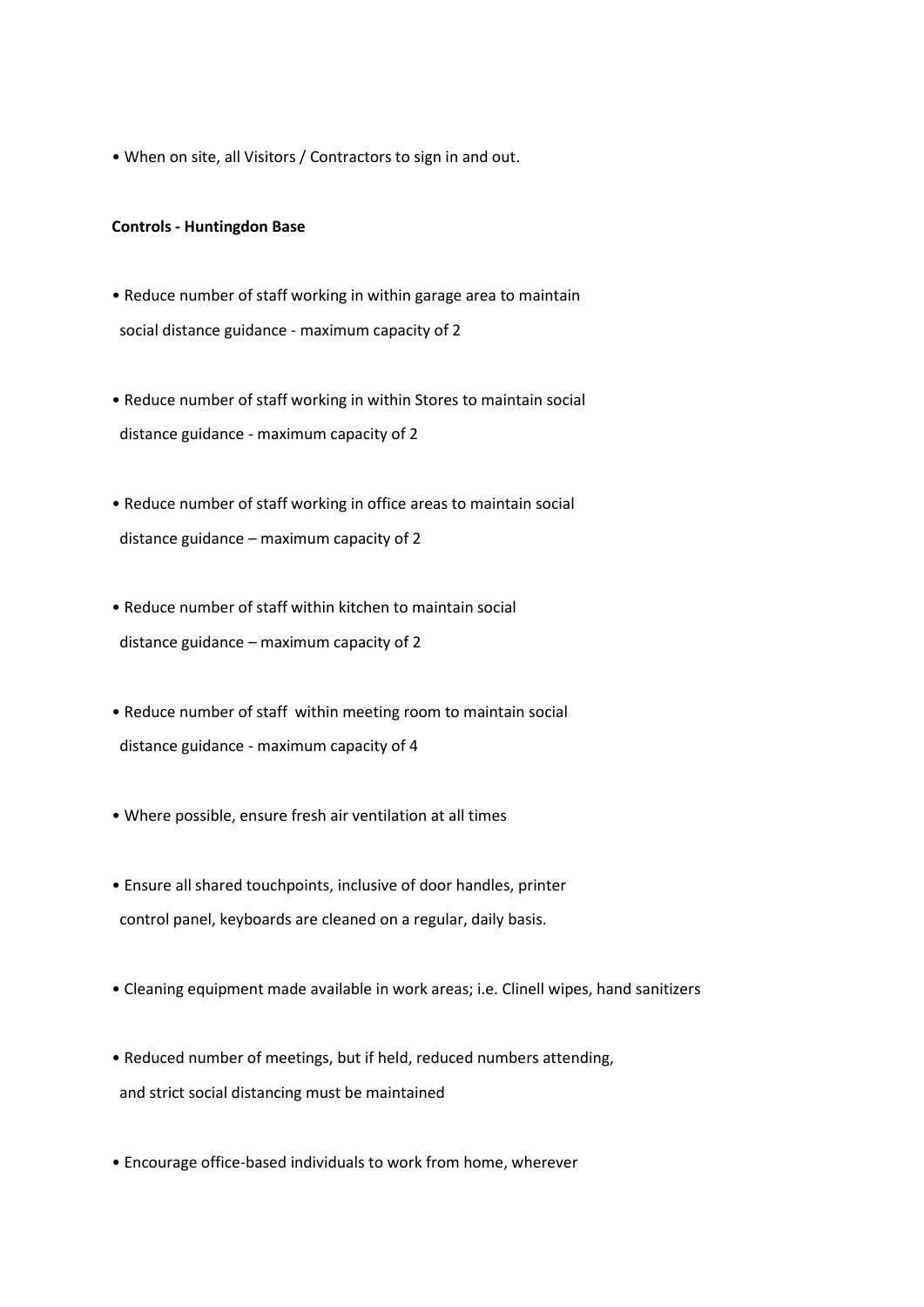- When on site, all Visitors / Contractors to sign in and out.

**Controls - Huntingdon Base**

- Reduce number of staff working in within garage area to maintain social distance guidance - maximum capacity of 2
- Reduce number of staff working in within Stores to maintain social distance guidance - maximum capacity of 2
- Reduce number of staff working in office areas to maintain social distance guidance – maximum capacity of 2
- Reduce number of staff within kitchen to maintain social distance guidance – maximum capacity of 2
- Reduce number of staff within meeting room to maintain social distance guidance - maximum capacity of 4
- Where possible, ensure fresh air ventilation at all times
- Ensure all shared touchpoints, inclusive of door handles, printer control panel, keyboards are cleaned on a regular, daily basis.
- Cleaning equipment made available in work areas; i.e. Clinell wipes, hand sanitizers
- Reduced number of meetings, but if held, reduced numbers attending, and strict social distancing must be maintained
- Encourage office-based individuals to work from home, wherever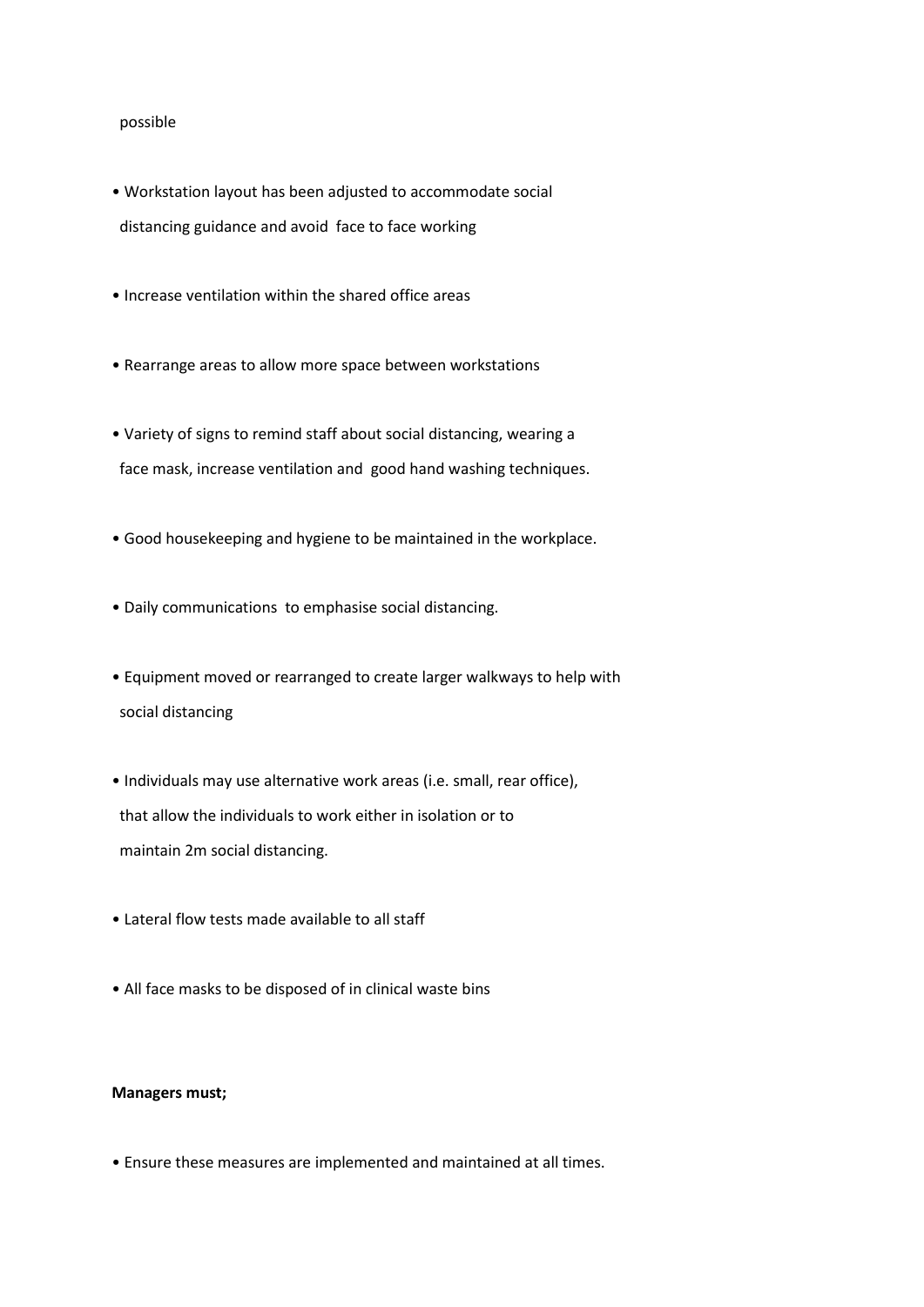possible

- Workstation layout has been adjusted to accommodate social distancing guidance and avoid face to face working
- Increase ventilation within the shared office areas
- Rearrange areas to allow more space between workstations
- Variety of signs to remind staff about social distancing, wearing a face mask, increase ventilation and good hand washing techniques.
- Good housekeeping and hygiene to be maintained in the workplace.
- Daily communications to emphasise social distancing.
- Equipment moved or rearranged to create larger walkways to help with social distancing
- Individuals may use alternative work areas (i.e. small, rear office), that allow the individuals to work either in isolation or to maintain 2m social distancing.
- Lateral flow tests made available to all staff
- All face masks to be disposed of in clinical waste bins

**Managers must;**

- Ensure these measures are implemented and maintained at all times.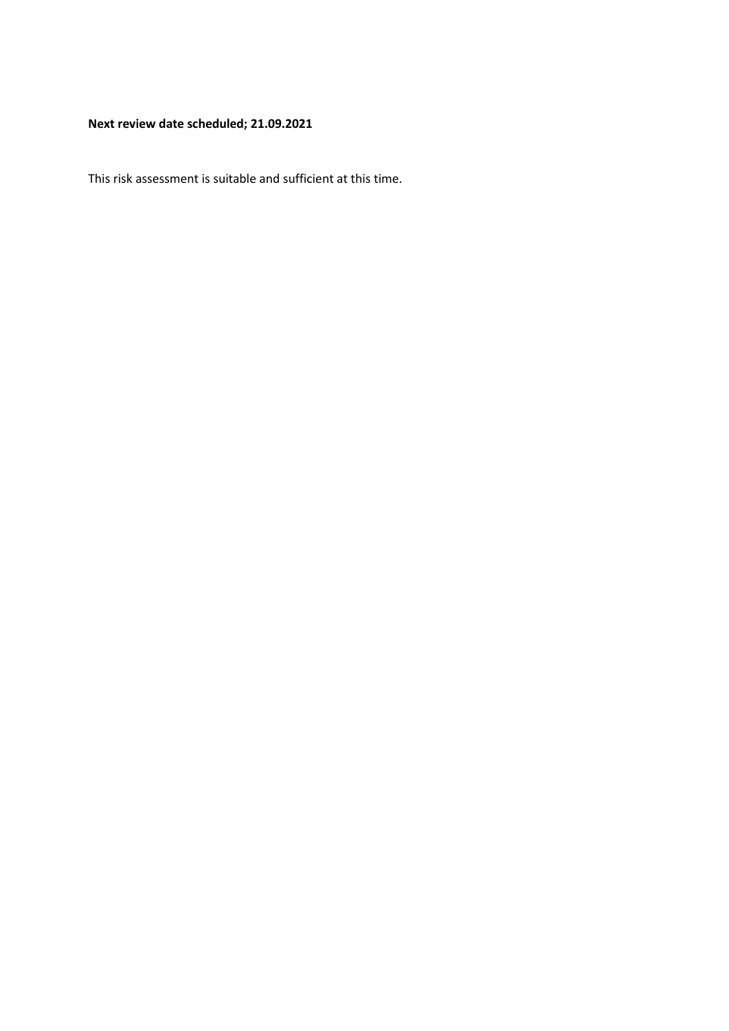**Next review date scheduled; 21.09.2021**

This risk assessment is suitable and sufficient at this time.